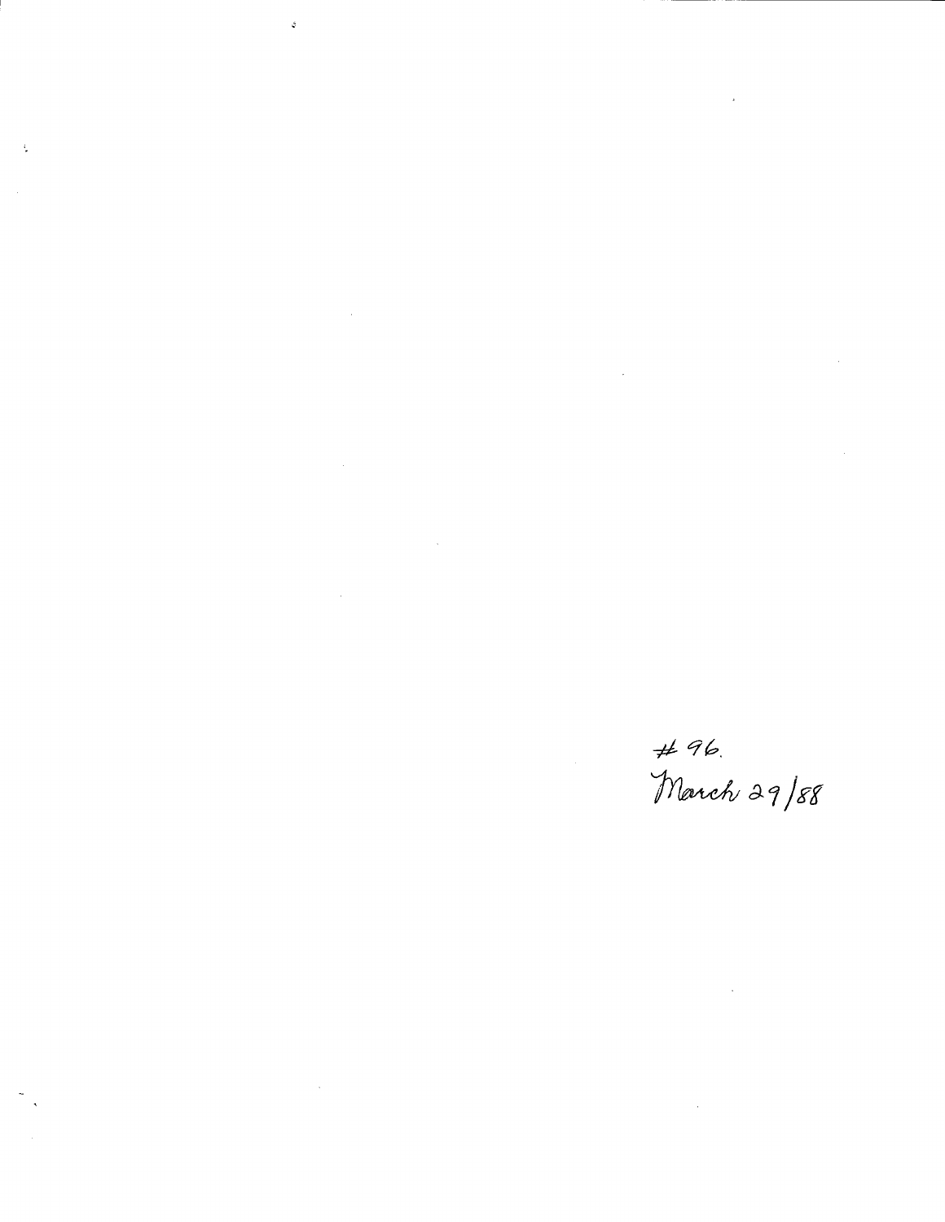#96.
March 29/88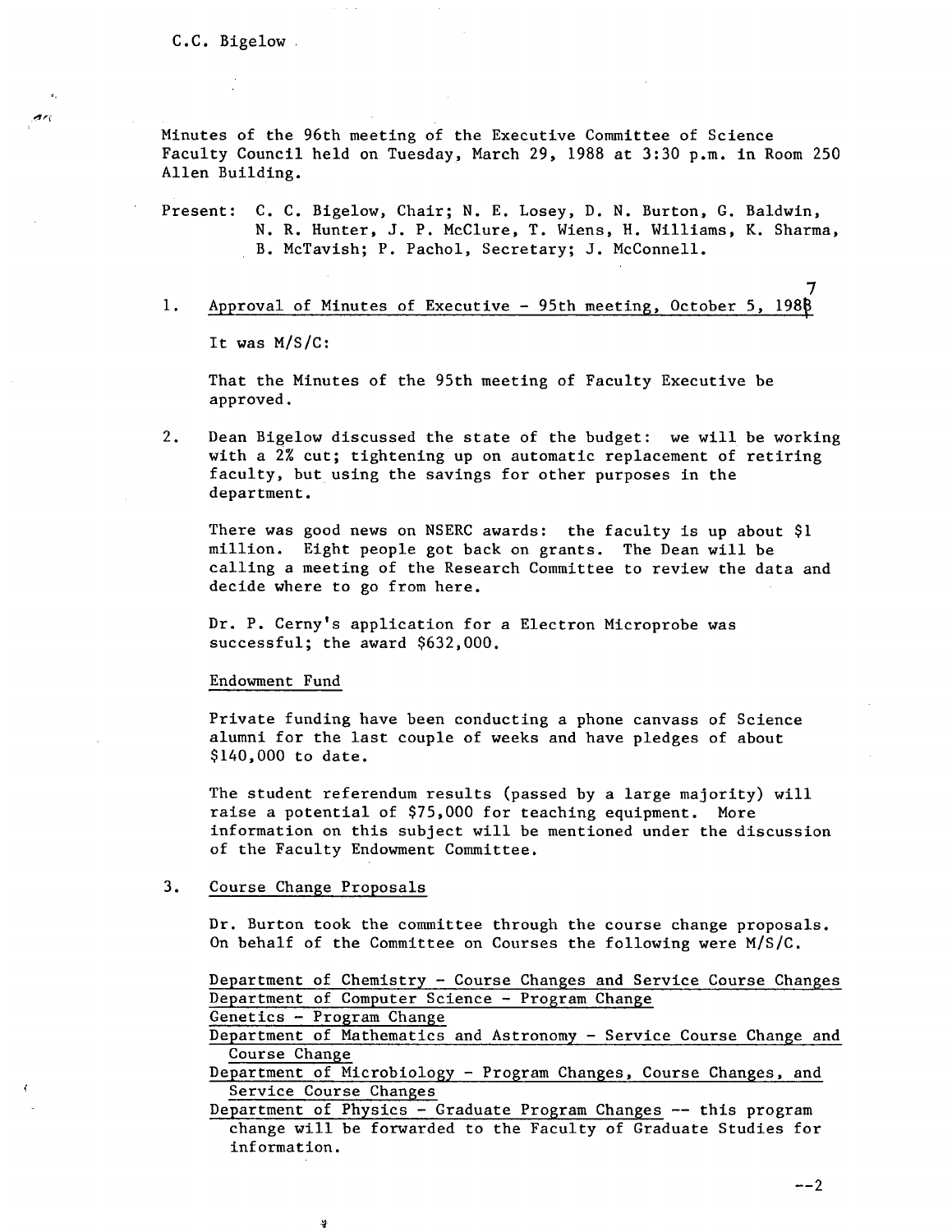C.C. Bigelow

Minutes of the 96th meeting of the Executive Committee of Science Faculty Council held on Tuesday, March 29, 1988 at 3:30 p.m. in Room 250 Allen Building.

Present: C. C. Bigelow, Chair; N. E. Losey, D. N. Burton, G. Baldwin, N. R. Hunter, J. P. McClure, T. Wiens, H. Williams, K. Sharma, B. McTavish; P. Pachol, Secretary; J. McConnell.

1. Approval of Minutes of Executive - 95th meeting, October 5, 1987

   It was M/S/C:

   That the Minutes of the 95th meeting of Faculty Executive be approved.

2. Dean Bigelow discussed the state of the budget: we will be working with a 2% cut; tightening up on automatic replacement of retiring faculty, but using the savings for other purposes in the department.

   There was good news on NSERC awards: the faculty is up about $1 million. Eight people got back on grants. The Dean will be calling a meeting of the Research Committee to review the data and decide where to go from here.

   Dr. P. Cerny's application for a Electron Microprobe was successful; the award $632,000.

   Endowment Fund

   Private funding have been conducting a phone canvass of Science alumni for the last couple of weeks and have pledges of about $140,000 to date.

   The student referendum results (passed by a large majority) will raise a potential of $75,000 for teaching equipment. More information on this subject will be mentioned under the discussion of the Faculty Endowment Committee.

3. Course Change Proposals

   Dr. Burton took the committee through the course change proposals. On behalf of the Committee on Courses the following were M/S/C.

   Department of Chemistry - Course Changes and Service Course Changes
   Department of Computer Science - Program Change
   Genetics - Program Change
   Department of Mathematics and Astronomy - Service Course Change and Course Change
   Department of Microbiology - Program Changes, Course Changes, and Service Course Changes
   Department of Physics - Graduate Program Changes -- this program change will be forwarded to the Faculty of Graduate Studies for information.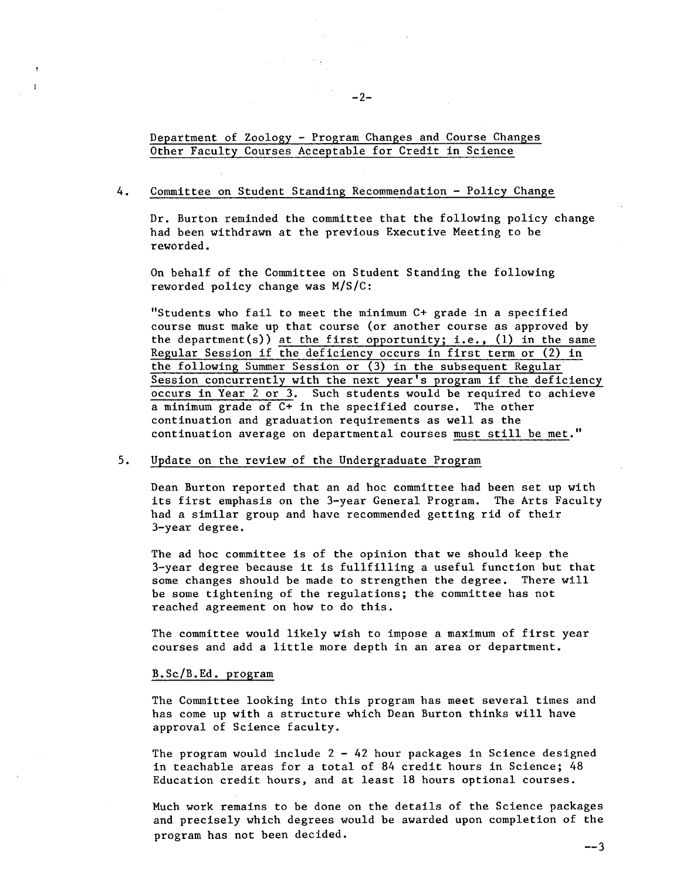Department of Zoology - Program Changes and Course Changes
Other Faculty Courses Acceptable for Credit in Science

4. Committee on Student Standing Recommendation - Policy Change

   Dr. Burton reminded the committee that the following policy change had been withdrawn at the previous Executive Meeting to be reworded.

   On behalf of the Committee on Student Standing the following reworded policy change was M/S/C:

   "Students who fail to meet the minimum C+ grade in a specified course must make up that course (or another course as approved by the department(s)) at the first opportunity; i.e., (1) in the same Regular Session if the deficiency occurs in first term or (2) in the following Summer Session or (3) in the subsequent Regular Session concurrently with the next year's program if the deficiency occurs in Year 2 or 3. Such students would be required to achieve a minimum grade of C+ in the specified course. The other continuation and graduation requirements as well as the continuation average on departmental courses must still be met."

5. Update on the review of the Undergraduate Program

   Dean Burton reported that an ad hoc committee had been set up with its first emphasis on the 3-year General Program. The Arts Faculty had a similar group and have recommended getting rid of their 3-year degree.

   The ad hoc committee is of the opinion that we should keep the 3-year degree because it is fullfilling a useful function but that some changes should be made to strengthen the degree. There will be some tightening of the regulations; the committee has not reached agreement on how to do this.

   The committee would likely wish to impose a maximum of first year courses and add a little more depth in an area or department.

   B.Sc/B.Ed. program

   The Committee looking into this program has meet several times and has come up with a structure which Dean Burton thinks will have approval of Science faculty.

   The program would include 2 - 42 hour packages in Science designed in teachable areas for a total of 84 credit hours in Science; 48 Education credit hours, and at least 18 hours optional courses.

   Much work remains to be done on the details of the Science packages and precisely which degrees would be awarded upon completion of the program has not been decided.

--3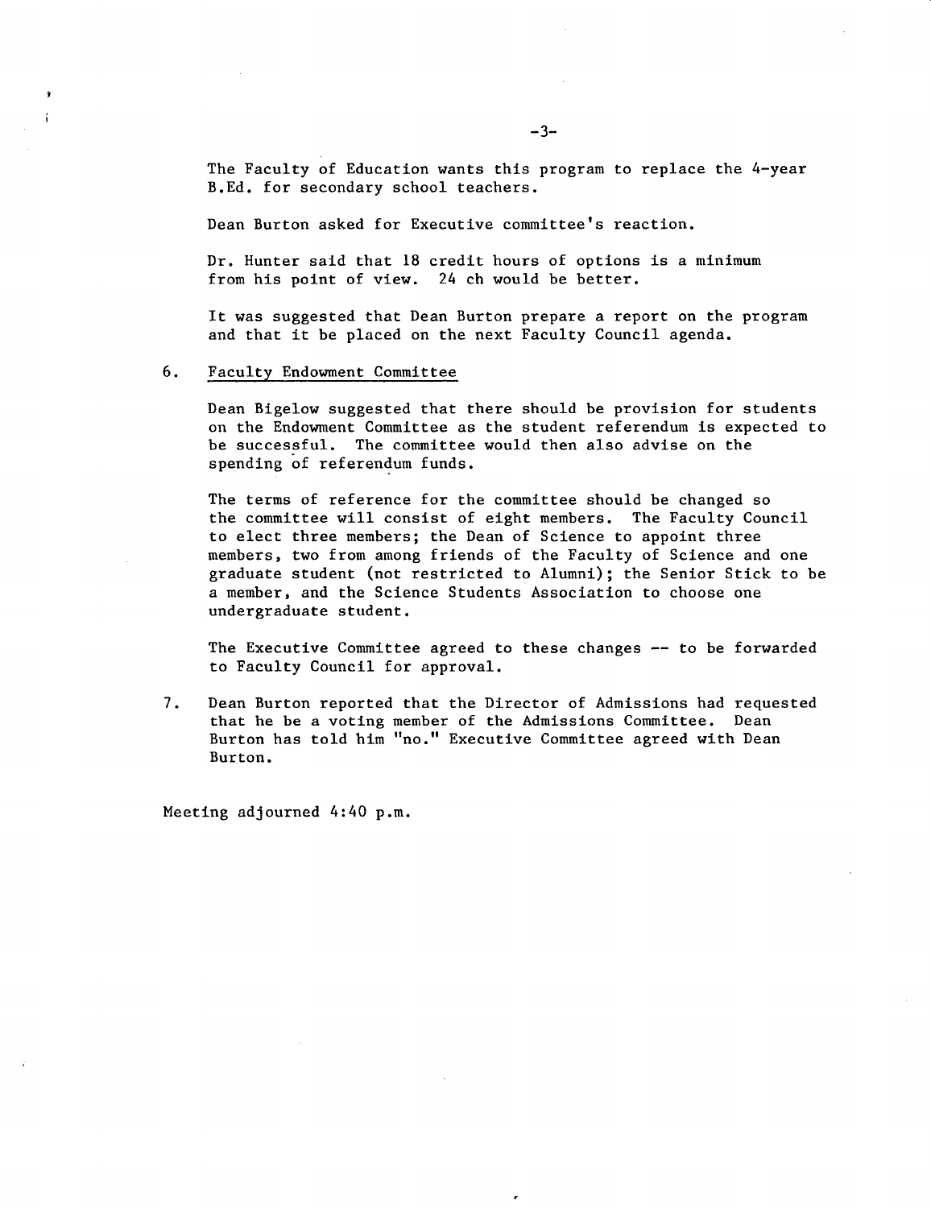The Faculty of Education wants this program to replace the 4-year B.Ed. for secondary school teachers.

Dean Burton asked for Executive committee's reaction.

Dr. Hunter said that 18 credit hours of options is a minimum from his point of view. 24 ch would be better.

It was suggested that Dean Burton prepare a report on the program and that it be placed on the next Faculty Council agenda.

6. Faculty Endowment Committee

   Dean Bigelow suggested that there should be provision for students on the Endowment Committee as the student referendum is expected to be successful. The committee would then also advise on the spending of referendum funds.

   The terms of reference for the committee should be changed so the committee will consist of eight members. The Faculty Council to elect three members; the Dean of Science to appoint three members, two from among friends of the Faculty of Science and one graduate student (not restricted to Alumni); the Senior Stick to be a member, and the Science Students Association to choose one undergraduate student.

   The Executive Committee agreed to these changes -- to be forwarded to Faculty Council for approval.

7. Dean Burton reported that the Director of Admissions had requested that he be a voting member of the Admissions Committee. Dean Burton has told him "no." Executive Committee agreed with Dean Burton.

Meeting adjourned 4:40 p.m.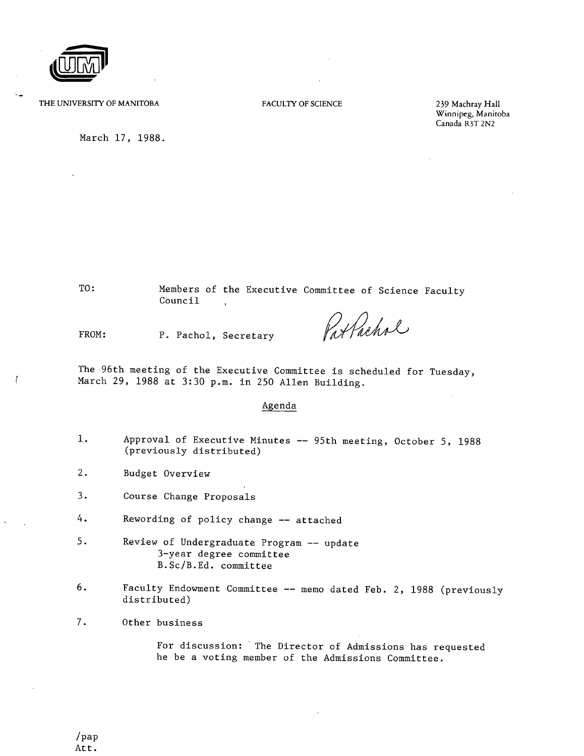THE UNIVERSITY OF MANITOBA

FACULTY OF SCIENCE

239 Machray Hall
Winnipeg, Manitoba
Canada R3T 2N2

March 17, 1988.

TO: Members of the Executive Committee of Science Faculty Council

FROM: P. Pachol, Secretary

The 96th meeting of the Executive Committee is scheduled for Tuesday, March 29, 1988 at 3:30 p.m. in 250 Allen Building.

## Agenda

1. Approval of Executive Minutes -- 95th meeting, October 5, 1988 (previously distributed)

2. Budget Overview

3. Course Change Proposals

4. Rewording of policy change -- attached

5. Review of Undergraduate Program -- update
   - 3-year degree committee
   - B.Sc/B.Ed. committee

6. Faculty Endowment Committee -- memo dated Feb. 2, 1988 (previously distributed)

7. Other business

   For discussion: The Director of Admissions has requested he be a voting member of the Admissions Committee.

/pap
Att.